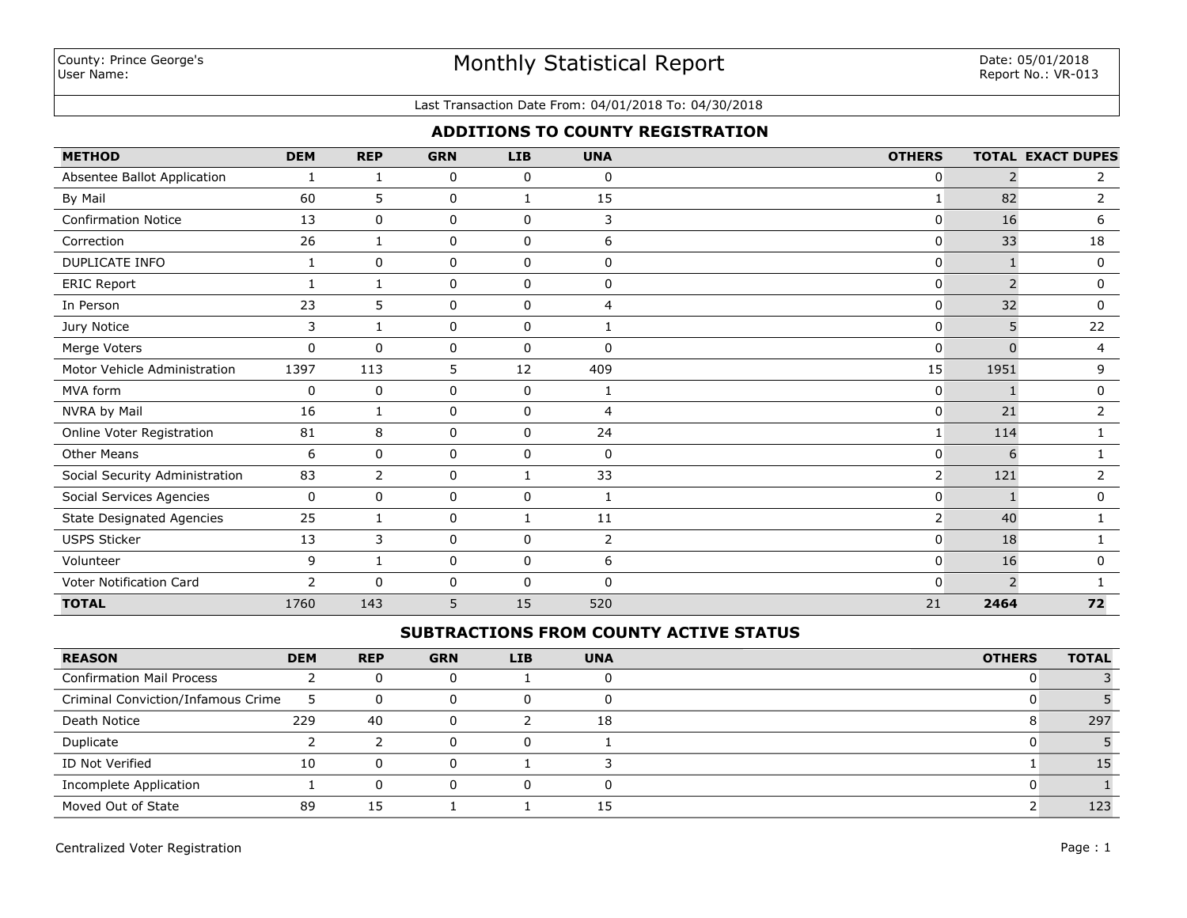County: Prince George's
User Name:

# Monthly Statistical Report

Date: 05/01/2018
Report No.: VR-013

Last Transaction Date From: 04/01/2018 To: 04/30/2018

## ADDITIONS TO COUNTY REGISTRATION

| METHOD | DEM | REP | GRN | LIB | UNA | OTHERS | TOTAL | EXACT DUPES |
|---|---|---|---|---|---|---|---|---|
| Absentee Ballot Application | 1 | 1 | 0 | 0 | 0 | 0 | 2 | 2 |
| By Mail | 60 | 5 | 0 | 1 | 15 | 1 | 82 | 2 |
| Confirmation Notice | 13 | 0 | 0 | 0 | 3 | 0 | 16 | 6 |
| Correction | 26 | 1 | 0 | 0 | 6 | 0 | 33 | 18 |
| DUPLICATE INFO | 1 | 0 | 0 | 0 | 0 | 0 | 1 | 0 |
| ERIC Report | 1 | 1 | 0 | 0 | 0 | 0 | 2 | 0 |
| In Person | 23 | 5 | 0 | 0 | 4 | 0 | 32 | 0 |
| Jury Notice | 3 | 1 | 0 | 0 | 1 | 0 | 5 | 22 |
| Merge Voters | 0 | 0 | 0 | 0 | 0 | 0 | 0 | 4 |
| Motor Vehicle Administration | 1397 | 113 | 5 | 12 | 409 | 15 | 1951 | 9 |
| MVA form | 0 | 0 | 0 | 0 | 1 | 0 | 1 | 0 |
| NVRA by Mail | 16 | 1 | 0 | 0 | 4 | 0 | 21 | 2 |
| Online Voter Registration | 81 | 8 | 0 | 0 | 24 | 1 | 114 | 1 |
| Other Means | 6 | 0 | 0 | 0 | 0 | 0 | 6 | 1 |
| Social Security Administration | 83 | 2 | 0 | 1 | 33 | 2 | 121 | 2 |
| Social Services Agencies | 0 | 0 | 0 | 0 | 1 | 0 | 1 | 0 |
| State Designated Agencies | 25 | 1 | 0 | 1 | 11 | 2 | 40 | 1 |
| USPS Sticker | 13 | 3 | 0 | 0 | 2 | 0 | 18 | 1 |
| Volunteer | 9 | 1 | 0 | 0 | 6 | 0 | 16 | 0 |
| Voter Notification Card | 2 | 0 | 0 | 0 | 0 | 0 | 2 | 1 |
| **TOTAL** | 1760 | 143 | 5 | 15 | 520 | 21 | **2464** | **72** |

## SUBTRACTIONS FROM COUNTY ACTIVE STATUS

| REASON | DEM | REP | GRN | LIB | UNA | OTHERS | TOTAL |
|---|---|---|---|---|---|---|---|
| Confirmation Mail Process | 2 | 0 | 0 | 1 | 0 | 0 | 3 |
| Criminal Conviction/Infamous Crime | 5 | 0 | 0 | 0 | 0 | 0 | 5 |
| Death Notice | 229 | 40 | 0 | 2 | 18 | 8 | 297 |
| Duplicate | 2 | 2 | 0 | 0 | 1 | 0 | 5 |
| ID Not Verified | 10 | 0 | 0 | 1 | 3 | 1 | 15 |
| Incomplete Application | 1 | 0 | 0 | 0 | 0 | 0 | 1 |
| Moved Out of State | 89 | 15 | 1 | 1 | 15 | 2 | 123 |

Centralized Voter Registration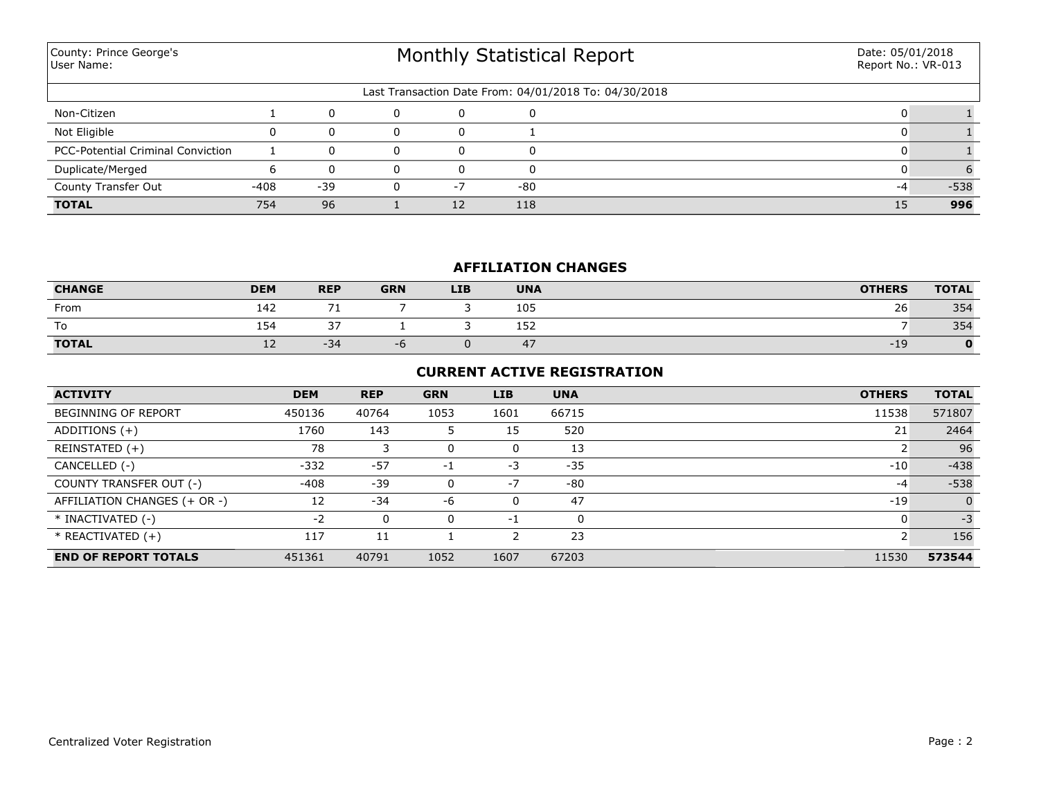County: Prince George's
User Name:

# Monthly Statistical Report

Date: 05/01/2018
Report No.: VR-013

Last Transaction Date From: 04/01/2018 To: 04/30/2018

| | | | | | | | |
|---|---|---|---|---|---|---|---|
| Non-Citizen | 1 | 0 | 0 | 0 | 0 | 0 | 1 |
| Not Eligible | 0 | 0 | 0 | 0 | 1 | 0 | 1 |
| PCC-Potential Criminal Conviction | 1 | 0 | 0 | 0 | 0 | 0 | 1 |
| Duplicate/Merged | 6 | 0 | 0 | 0 | 0 | 0 | 6 |
| County Transfer Out | -408 | -39 | 0 | -7 | -80 | -4 | -538 |
| **TOTAL** | 754 | 96 | 1 | 12 | 118 | 15 | **996** |

## AFFILIATION CHANGES

| CHANGE | DEM | REP | GRN | LIB | UNA | OTHERS | TOTAL |
|---|---|---|---|---|---|---|---|
| From | 142 | 71 | 7 | 3 | 105 | 26 | 354 |
| To | 154 | 37 | 1 | 3 | 152 | 7 | 354 |
| **TOTAL** | 12 | -34 | -6 | 0 | 47 | -19 | **0** |

## CURRENT ACTIVE REGISTRATION

| ACTIVITY | DEM | REP | GRN | LIB | UNA | OTHERS | TOTAL |
|---|---|---|---|---|---|---|---|
| BEGINNING OF REPORT | 450136 | 40764 | 1053 | 1601 | 66715 | 11538 | 571807 |
| ADDITIONS (+) | 1760 | 143 | 5 | 15 | 520 | 21 | 2464 |
| REINSTATED (+) | 78 | 3 | 0 | 0 | 13 | 2 | 96 |
| CANCELLED (-) | -332 | -57 | -1 | -3 | -35 | -10 | -438 |
| COUNTY TRANSFER OUT (-) | -408 | -39 | 0 | -7 | -80 | -4 | -538 |
| AFFILIATION CHANGES (+ OR -) | 12 | -34 | -6 | 0 | 47 | -19 | 0 |
| * INACTIVATED (-) | -2 | 0 | 0 | -1 | 0 | 0 | -3 |
| * REACTIVATED (+) | 117 | 11 | 1 | 2 | 23 | 2 | 156 |
| **END OF REPORT TOTALS** | 451361 | 40791 | 1052 | 1607 | 67203 | 11530 | **573544** |

Centralized Voter Registration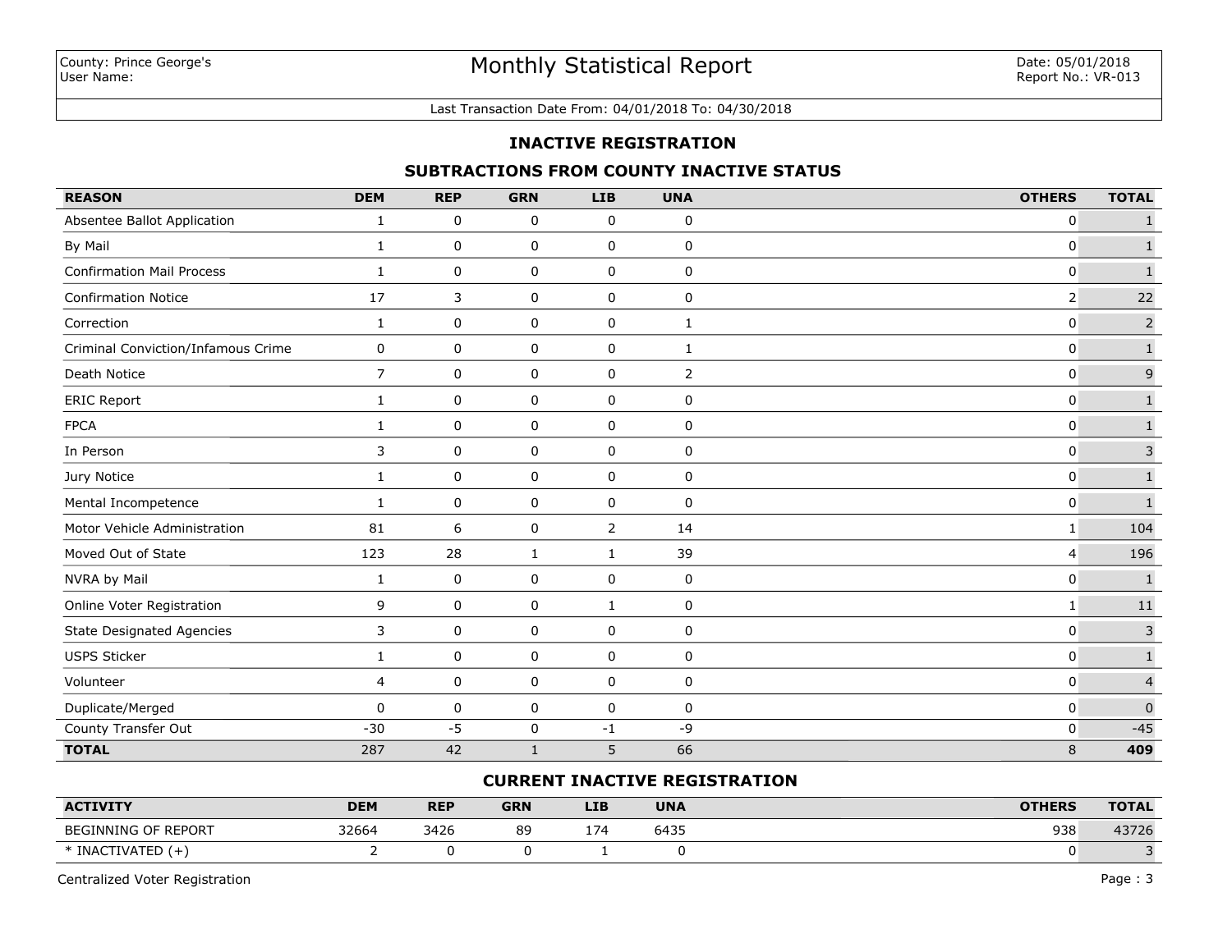County: Prince George's
User Name:

# Monthly Statistical Report

Date: 05/01/2018
Report No.: VR-013

Last Transaction Date From: 04/01/2018 To: 04/30/2018

## INACTIVE REGISTRATION

### SUBTRACTIONS FROM COUNTY INACTIVE STATUS

| REASON | DEM | REP | GRN | LIB | UNA | OTHERS | TOTAL |
|---|---|---|---|---|---|---|---|
| Absentee Ballot Application | 1 | 0 | 0 | 0 | 0 | 0 | 1 |
| By Mail | 1 | 0 | 0 | 0 | 0 | 0 | 1 |
| Confirmation Mail Process | 1 | 0 | 0 | 0 | 0 | 0 | 1 |
| Confirmation Notice | 17 | 3 | 0 | 0 | 0 | 2 | 22 |
| Correction | 1 | 0 | 0 | 0 | 1 | 0 | 2 |
| Criminal Conviction/Infamous Crime | 0 | 0 | 0 | 0 | 1 | 0 | 1 |
| Death Notice | 7 | 0 | 0 | 0 | 2 | 0 | 9 |
| ERIC Report | 1 | 0 | 0 | 0 | 0 | 0 | 1 |
| FPCA | 1 | 0 | 0 | 0 | 0 | 0 | 1 |
| In Person | 3 | 0 | 0 | 0 | 0 | 0 | 3 |
| Jury Notice | 1 | 0 | 0 | 0 | 0 | 0 | 1 |
| Mental Incompetence | 1 | 0 | 0 | 0 | 0 | 0 | 1 |
| Motor Vehicle Administration | 81 | 6 | 0 | 2 | 14 | 1 | 104 |
| Moved Out of State | 123 | 28 | 1 | 1 | 39 | 4 | 196 |
| NVRA by Mail | 1 | 0 | 0 | 0 | 0 | 0 | 1 |
| Online Voter Registration | 9 | 0 | 0 | 1 | 0 | 1 | 11 |
| State Designated Agencies | 3 | 0 | 0 | 0 | 0 | 0 | 3 |
| USPS Sticker | 1 | 0 | 0 | 0 | 0 | 0 | 1 |
| Volunteer | 4 | 0 | 0 | 0 | 0 | 0 | 4 |
| Duplicate/Merged | 0 | 0 | 0 | 0 | 0 | 0 | 0 |
| County Transfer Out | -30 | -5 | 0 | -1 | -9 | 0 | -45 |
| **TOTAL** | 287 | 42 | 1 | 5 | 66 | 8 | **409** |

### CURRENT INACTIVE REGISTRATION

| ACTIVITY | DEM | REP | GRN | LIB | UNA | OTHERS | TOTAL |
|---|---|---|---|---|---|---|---|
| BEGINNING OF REPORT | 32664 | 3426 | 89 | 174 | 6435 | 938 | 43726 |
| * INACTIVATED (+) | 2 | 0 | 0 | 1 | 0 | 0 | 3 |

Centralized Voter Registration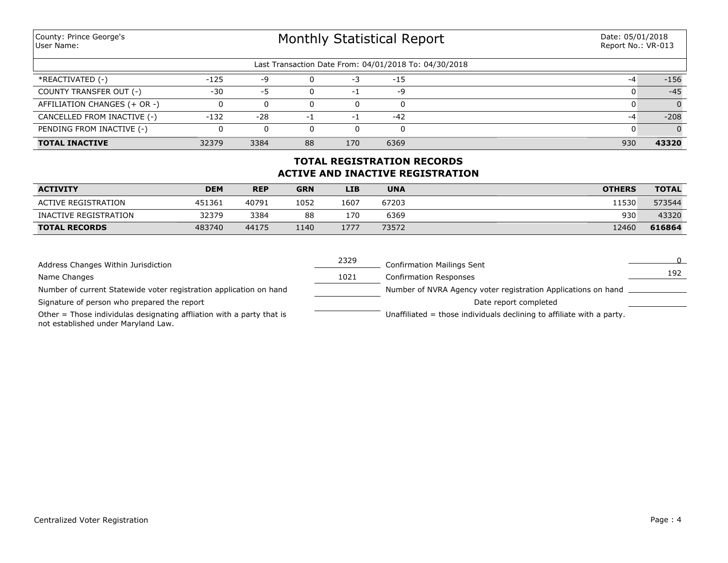County: Prince George's
User Name:

# Monthly Statistical Report

Date: 05/01/2018
Report No.: VR-013

Last Transaction Date From: 04/01/2018 To: 04/30/2018

| | | | | | | | | |
|---|---|---|---|---|---|---|---|---|
| *REACTIVATED (-) | -125 | -9 | 0 | -3 | -15 | | -4 | -156 |
| COUNTY TRANSFER OUT (-) | -30 | -5 | 0 | -1 | -9 | | 0 | -45 |
| AFFILIATION CHANGES (+ OR -) | 0 | 0 | 0 | 0 | 0 | | 0 | 0 |
| CANCELLED FROM INACTIVE (-) | -132 | -28 | -1 | -1 | -42 | | -4 | -208 |
| PENDING FROM INACTIVE (-) | 0 | 0 | 0 | 0 | 0 | | 0 | 0 |
| **TOTAL INACTIVE** | 32379 | 3384 | 88 | 170 | 6369 | | 930 | **43320** |

## TOTAL REGISTRATION RECORDS
## ACTIVE AND INACTIVE REGISTRATION

| ACTIVITY | DEM | REP | GRN | LIB | UNA | | OTHERS | TOTAL |
|---|---|---|---|---|---|---|---|---|
| ACTIVE REGISTRATION | 451361 | 40791 | 1052 | 1607 | 67203 | | 11530 | 573544 |
| INACTIVE REGISTRATION | 32379 | 3384 | 88 | 170 | 6369 | | 930 | 43320 |
| **TOTAL RECORDS** | 483740 | 44175 | 1140 | 1777 | 73572 | | 12460 | **616864** |

| | | | |
|---|---|---|---|
| Address Changes Within Jurisdiction | 2329 | Confirmation Mailings Sent | 0 |
| Name Changes | 1021 | Confirmation Responses | 192 |
| Number of current Statewide voter registration application on hand | | Number of NVRA Agency voter registration Applications on hand | |
| Signature of person who prepared the report | | Date report completed | |

Other = Those individulas designating affliation with a party that is not established under Maryland Law.

Unaffiliated = those individuals declining to affiliate with a party.

Centralized Voter Registration